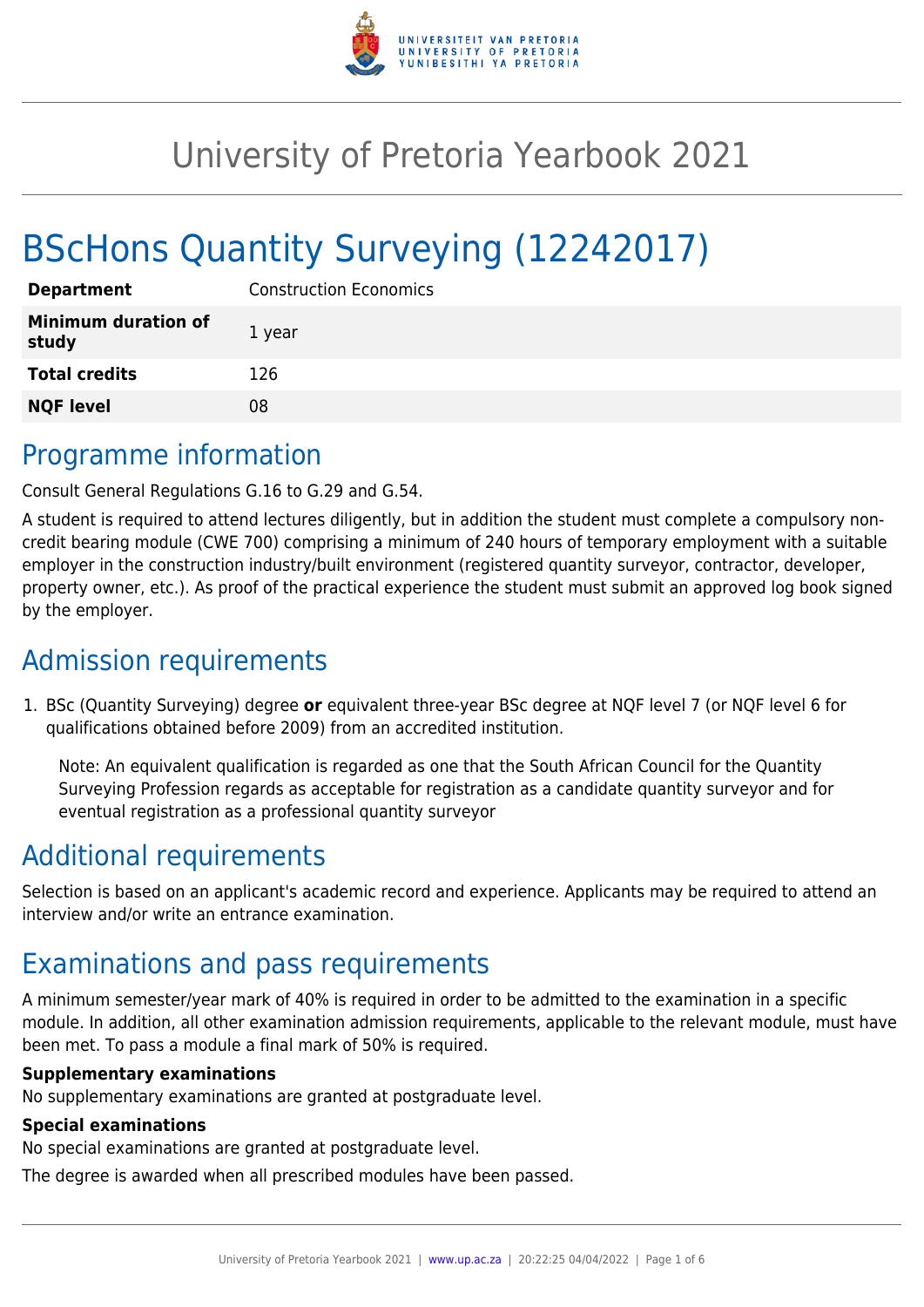# University of Pretoria Yearbook 2021

# BScHons Quantity Surveying (12242017)

| **Department** | Construction Economics |
|---|---|
| **Minimum duration of study** | 1 year |
| **Total credits** | 126 |
| **NQF level** | 08 |

## Programme information

Consult General Regulations G.16 to G.29 and G.54.

A student is required to attend lectures diligently, but in addition the student must complete a compulsory non-credit bearing module (CWE 700) comprising a minimum of 240 hours of temporary employment with a suitable employer in the construction industry/built environment (registered quantity surveyor, contractor, developer, property owner, etc.). As proof of the practical experience the student must submit an approved log book signed by the employer.

## Admission requirements

1. BSc (Quantity Surveying) degree **or** equivalent three-year BSc degree at NQF level 7 (or NQF level 6 for qualifications obtained before 2009) from an accredited institution.

   Note: An equivalent qualification is regarded as one that the South African Council for the Quantity Surveying Profession regards as acceptable for registration as a candidate quantity surveyor and for eventual registration as a professional quantity surveyor

## Additional requirements

Selection is based on an applicant's academic record and experience. Applicants may be required to attend an interview and/or write an entrance examination.

## Examinations and pass requirements

A minimum semester/year mark of 40% is required in order to be admitted to the examination in a specific module. In addition, all other examination admission requirements, applicable to the relevant module, must have been met. To pass a module a final mark of 50% is required.

### Supplementary examinations

No supplementary examinations are granted at postgraduate level.

### Special examinations

No special examinations are granted at postgraduate level.

The degree is awarded when all prescribed modules have been passed.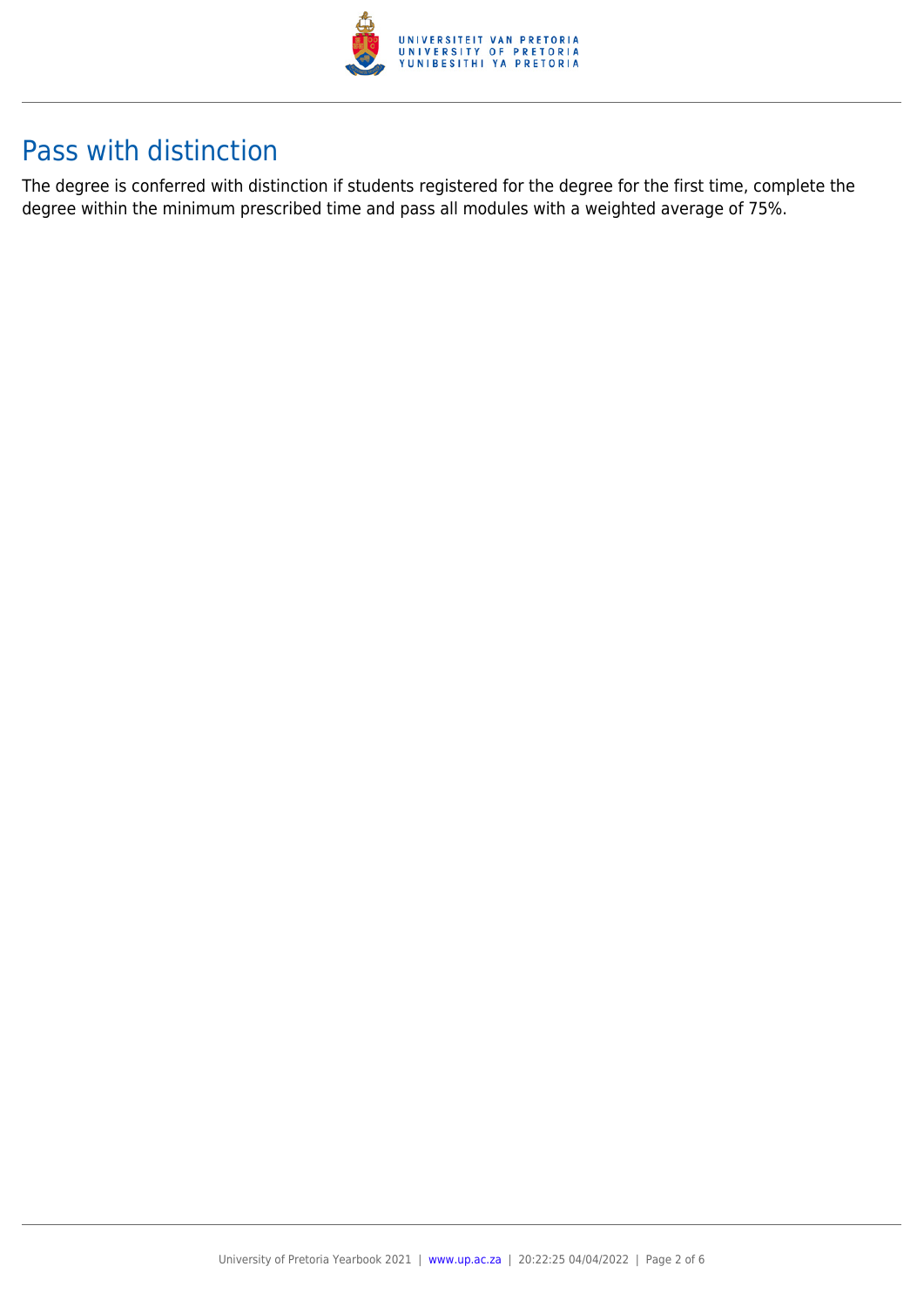## Pass with distinction

The degree is conferred with distinction if students registered for the degree for the first time, complete the degree within the minimum prescribed time and pass all modules with a weighted average of 75%.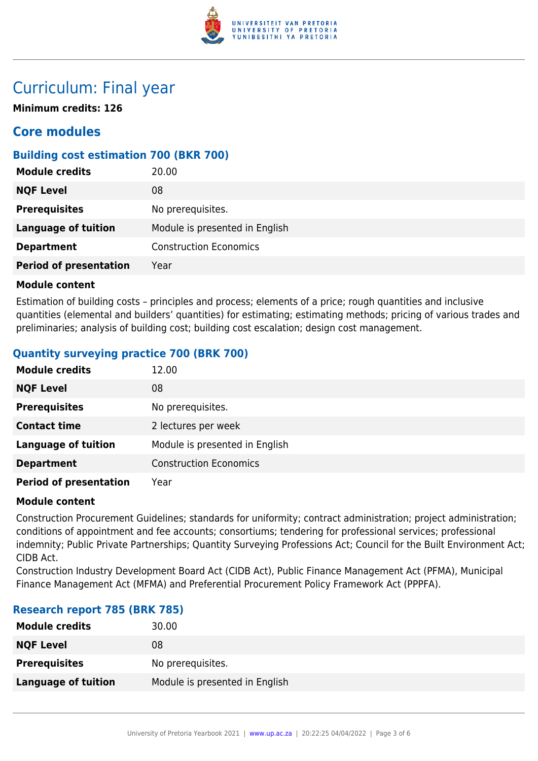# Curriculum: Final year

**Minimum credits: 126**

## Core modules

### Building cost estimation 700 (BKR 700)

| | |
|---|---|
| **Module credits** | 20.00 |
| **NQF Level** | 08 |
| **Prerequisites** | No prerequisites. |
| **Language of tuition** | Module is presented in English |
| **Department** | Construction Economics |
| **Period of presentation** | Year |

**Module content**

Estimation of building costs – principles and process; elements of a price; rough quantities and inclusive quantities (elemental and builders' quantities) for estimating; estimating methods; pricing of various trades and preliminaries; analysis of building cost; building cost escalation; design cost management.

### Quantity surveying practice 700 (BRK 700)

| | |
|---|---|
| **Module credits** | 12.00 |
| **NQF Level** | 08 |
| **Prerequisites** | No prerequisites. |
| **Contact time** | 2 lectures per week |
| **Language of tuition** | Module is presented in English |
| **Department** | Construction Economics |
| **Period of presentation** | Year |

**Module content**

Construction Procurement Guidelines; standards for uniformity; contract administration; project administration; conditions of appointment and fee accounts; consortiums; tendering for professional services; professional indemnity; Public Private Partnerships; Quantity Surveying Professions Act; Council for the Built Environment Act; CIDB Act.

Construction Industry Development Board Act (CIDB Act), Public Finance Management Act (PFMA), Municipal Finance Management Act (MFMA) and Preferential Procurement Policy Framework Act (PPPFA).

### Research report 785 (BRK 785)

| | |
|---|---|
| **Module credits** | 30.00 |
| **NQF Level** | 08 |
| **Prerequisites** | No prerequisites. |
| **Language of tuition** | Module is presented in English |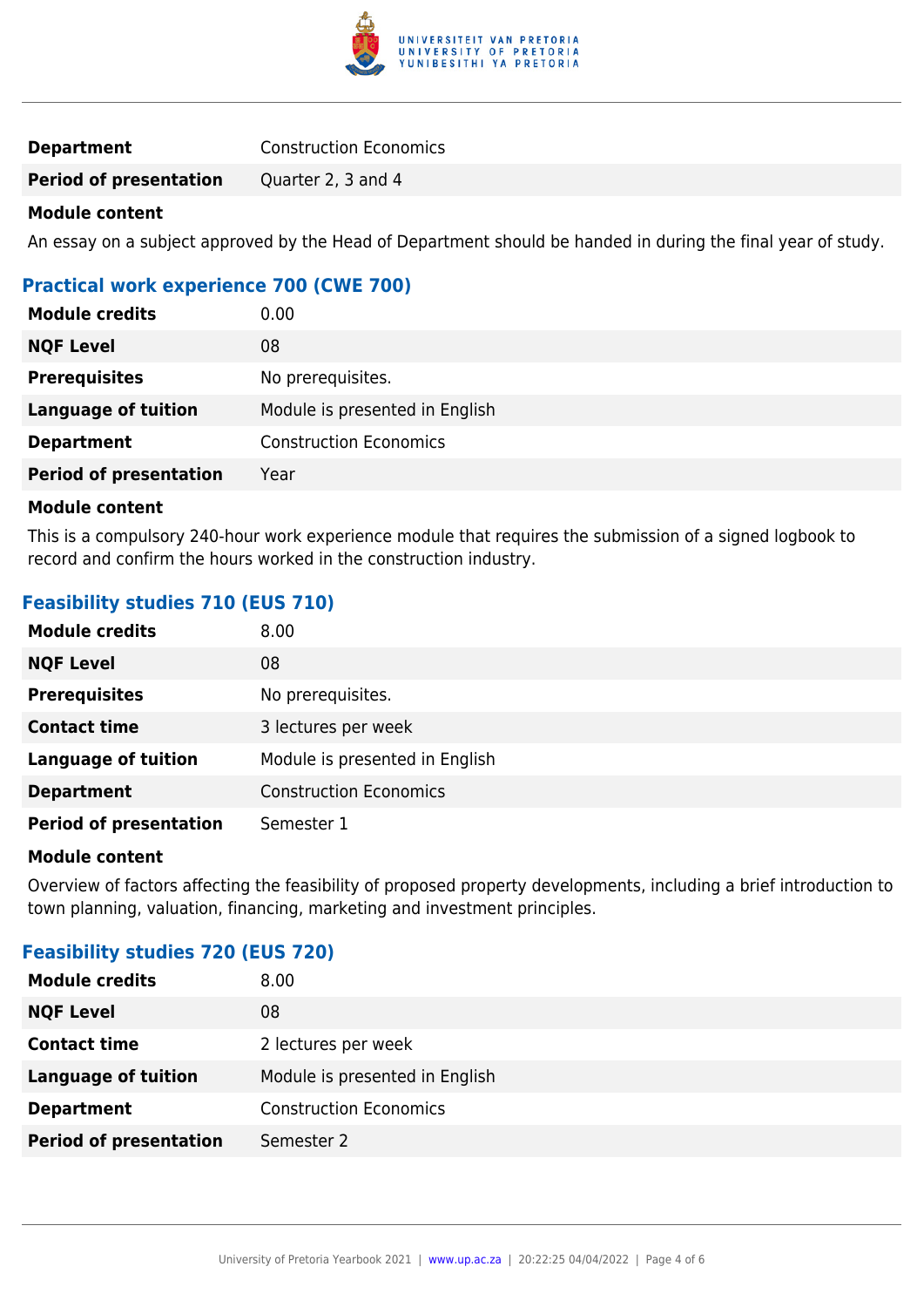| | |
|---|---|
| **Department** | Construction Economics |
| **Period of presentation** | Quarter 2, 3 and 4 |

**Module content**

An essay on a subject approved by the Head of Department should be handed in during the final year of study.

### Practical work experience 700 (CWE 700)

| | |
|---|---|
| **Module credits** | 0.00 |
| **NQF Level** | 08 |
| **Prerequisites** | No prerequisites. |
| **Language of tuition** | Module is presented in English |
| **Department** | Construction Economics |
| **Period of presentation** | Year |

**Module content**

This is a compulsory 240-hour work experience module that requires the submission of a signed logbook to record and confirm the hours worked in the construction industry.

### Feasibility studies 710 (EUS 710)

| | |
|---|---|
| **Module credits** | 8.00 |
| **NQF Level** | 08 |
| **Prerequisites** | No prerequisites. |
| **Contact time** | 3 lectures per week |
| **Language of tuition** | Module is presented in English |
| **Department** | Construction Economics |
| **Period of presentation** | Semester 1 |

**Module content**

Overview of factors affecting the feasibility of proposed property developments, including a brief introduction to town planning, valuation, financing, marketing and investment principles.

### Feasibility studies 720 (EUS 720)

| | |
|---|---|
| **Module credits** | 8.00 |
| **NQF Level** | 08 |
| **Contact time** | 2 lectures per week |
| **Language of tuition** | Module is presented in English |
| **Department** | Construction Economics |
| **Period of presentation** | Semester 2 |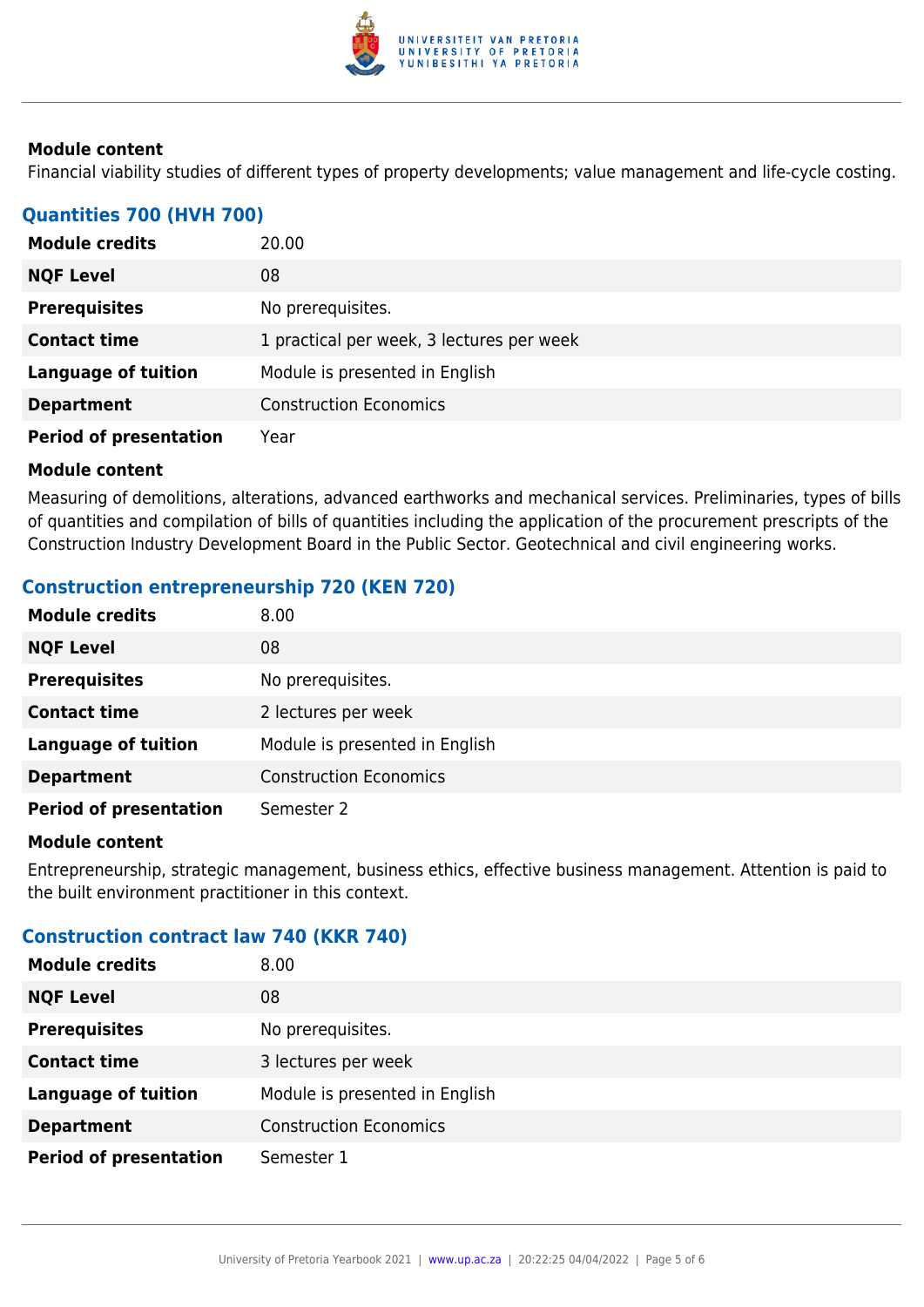**Module content**

Financial viability studies of different types of property developments; value management and life-cycle costing.

### Quantities 700 (HVH 700)

| | |
|---|---|
| **Module credits** | 20.00 |
| **NQF Level** | 08 |
| **Prerequisites** | No prerequisites. |
| **Contact time** | 1 practical per week, 3 lectures per week |
| **Language of tuition** | Module is presented in English |
| **Department** | Construction Economics |
| **Period of presentation** | Year |

**Module content**

Measuring of demolitions, alterations, advanced earthworks and mechanical services. Preliminaries, types of bills of quantities and compilation of bills of quantities including the application of the procurement prescripts of the Construction Industry Development Board in the Public Sector. Geotechnical and civil engineering works.

### Construction entrepreneurship 720 (KEN 720)

| | |
|---|---|
| **Module credits** | 8.00 |
| **NQF Level** | 08 |
| **Prerequisites** | No prerequisites. |
| **Contact time** | 2 lectures per week |
| **Language of tuition** | Module is presented in English |
| **Department** | Construction Economics |
| **Period of presentation** | Semester 2 |

**Module content**

Entrepreneurship, strategic management, business ethics, effective business management. Attention is paid to the built environment practitioner in this context.

### Construction contract law 740 (KKR 740)

| | |
|---|---|
| **Module credits** | 8.00 |
| **NQF Level** | 08 |
| **Prerequisites** | No prerequisites. |
| **Contact time** | 3 lectures per week |
| **Language of tuition** | Module is presented in English |
| **Department** | Construction Economics |
| **Period of presentation** | Semester 1 |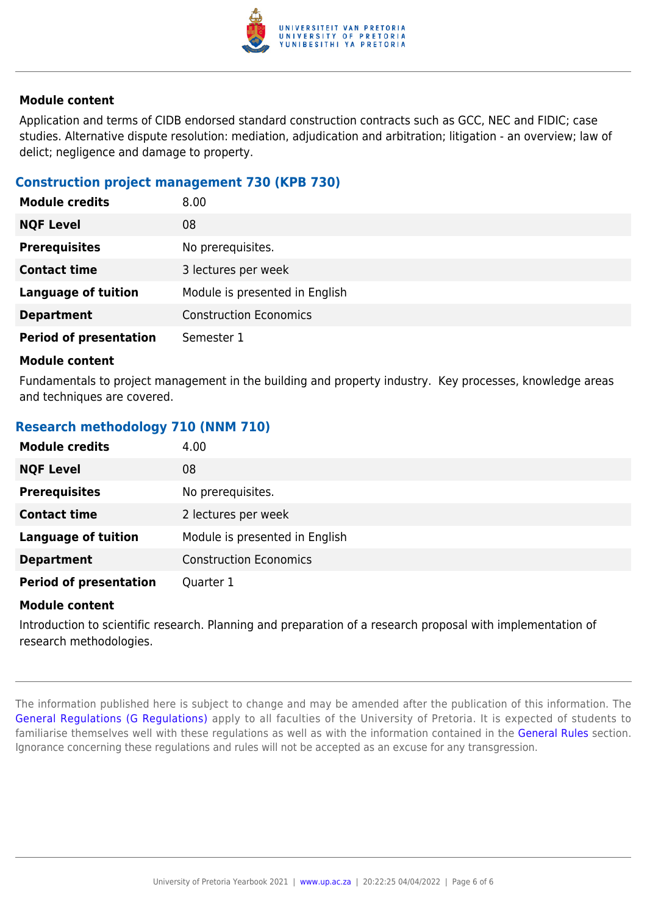**Module content**

Application and terms of CIDB endorsed standard construction contracts such as GCC, NEC and FIDIC; case studies. Alternative dispute resolution: mediation, adjudication and arbitration; litigation - an overview; law of delict; negligence and damage to property.

### Construction project management 730 (KPB 730)

| | |
|---|---|
| **Module credits** | 8.00 |
| **NQF Level** | 08 |
| **Prerequisites** | No prerequisites. |
| **Contact time** | 3 lectures per week |
| **Language of tuition** | Module is presented in English |
| **Department** | Construction Economics |
| **Period of presentation** | Semester 1 |

**Module content**

Fundamentals to project management in the building and property industry. Key processes, knowledge areas and techniques are covered.

### Research methodology 710 (NNM 710)

| | |
|---|---|
| **Module credits** | 4.00 |
| **NQF Level** | 08 |
| **Prerequisites** | No prerequisites. |
| **Contact time** | 2 lectures per week |
| **Language of tuition** | Module is presented in English |
| **Department** | Construction Economics |
| **Period of presentation** | Quarter 1 |

**Module content**

Introduction to scientific research. Planning and preparation of a research proposal with implementation of research methodologies.

The information published here is subject to change and may be amended after the publication of this information. The General Regulations (G Regulations) apply to all faculties of the University of Pretoria. It is expected of students to familiarise themselves well with these regulations as well as with the information contained in the General Rules section. Ignorance concerning these regulations and rules will not be accepted as an excuse for any transgression.